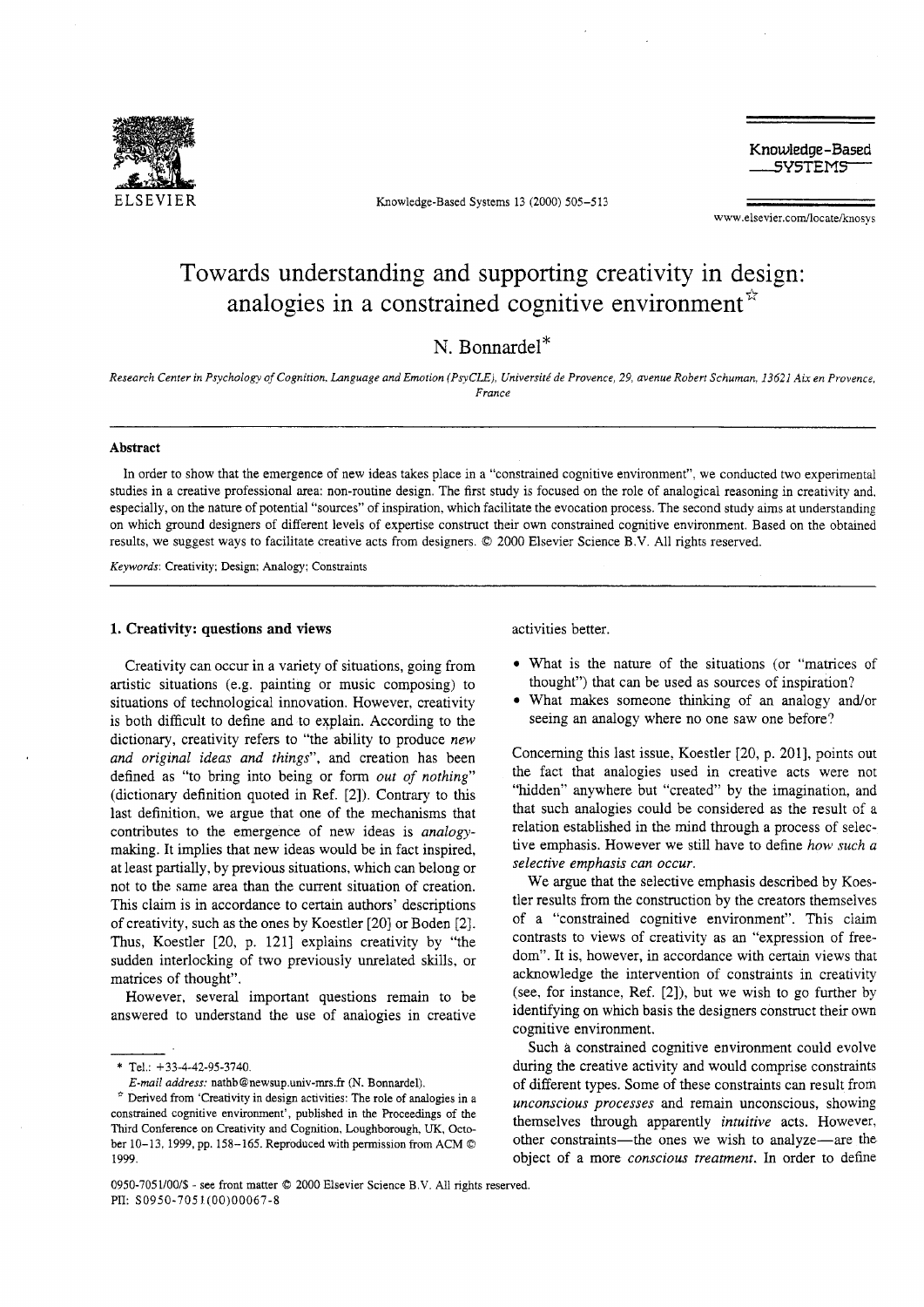# Towards understanding and supporting creativity in design: analogies in a constrained cognitive environment ☆

N. Bonnardel*

*Research Center in Psychology of Cognition, Language and Emotion (PsyCLE), Université de Provence, 29, avenue Robert Schuman, 13621 Aix en Provence, France*

## Abstract

In order to show that the emergence of new ideas takes place in a "constrained cognitive environment", we conducted two experimental studies in a creative professional area: non-routine design. The first study is focused on the role of analogical reasoning in creativity and, especially, on the nature of potential "sources" of inspiration, which facilitate the evocation process. The second study aims at understanding on which ground designers of different levels of expertise construct their own constrained cognitive environment. Based on the obtained results, we suggest ways to facilitate creative acts from designers. © 2000 Elsevier Science B.V. All rights reserved.

*Keywords*: Creativity; Design; Analogy; Constraints

## 1. Creativity: questions and views

Creativity can occur in a variety of situations, going from artistic situations (e.g. painting or music composing) to situations of technological innovation. However, creativity is both difficult to define and to explain. According to the dictionary, creativity refers to "the ability to produce *new and original ideas and things*", and creation has been defined as "to bring into being or form *out of nothing*" (dictionary definition quoted in Ref. [2]). Contrary to this last definition, we argue that one of the mechanisms that contributes to the emergence of new ideas is *analogy-making*. It implies that new ideas would be in fact inspired, at least partially, by previous situations, which can belong or not to the same area than the current situation of creation. This claim is in accordance to certain authors' descriptions of creativity, such as the ones by Koestler [20] or Boden [2]. Thus, Koestler [20, p. 121] explains creativity by "the sudden interlocking of two previously unrelated skills, or matrices of thought".

However, several important questions remain to be answered to understand the use of analogies in creative activities better.

- What is the nature of the situations (or "matrices of thought") that can be used as sources of inspiration?
- What makes someone thinking of an analogy and/or seeing an analogy where no one saw one before?

Concerning this last issue, Koestler [20, p. 201], points out the fact that analogies used in creative acts were not "hidden" anywhere but "created" by the imagination, and that such analogies could be considered as the result of a relation established in the mind through a process of selective emphasis. However we still have to define *how such a selective emphasis can occur*.

We argue that the selective emphasis described by Koestler results from the construction by the creators themselves of a "constrained cognitive environment". This claim contrasts to views of creativity as an "expression of freedom". It is, however, in accordance with certain views that acknowledge the intervention of constraints in creativity (see, for instance, Ref. [2]), but we wish to go further by identifying on which basis the designers construct their own cognitive environment.

Such a constrained cognitive environment could evolve during the creative activity and would comprise constraints of different types. Some of these constraints can result from *unconscious processes* and remain unconscious, showing themselves through apparently *intuitive* acts. However, other constraints—the ones we wish to analyze—are the object of a more *conscious treatment*. In order to define

---

* Tel.: +33-4-42-95-3740.
*E-mail address:* nathb@newsup.univ-mrs.fr (N. Bonnardel).

☆ Derived from 'Creativity in design activities: The role of analogies in a constrained cognitive environment', published in the Proceedings of the Third Conference on Creativity and Cognition, Loughborough, UK, October 10–13, 1999, pp. 158–165. Reproduced with permission from ACM © 1999.

0950-7051/00/$ - see front matter © 2000 Elsevier Science B.V. All rights reserved.
PII: S0950-7051(00)00067-8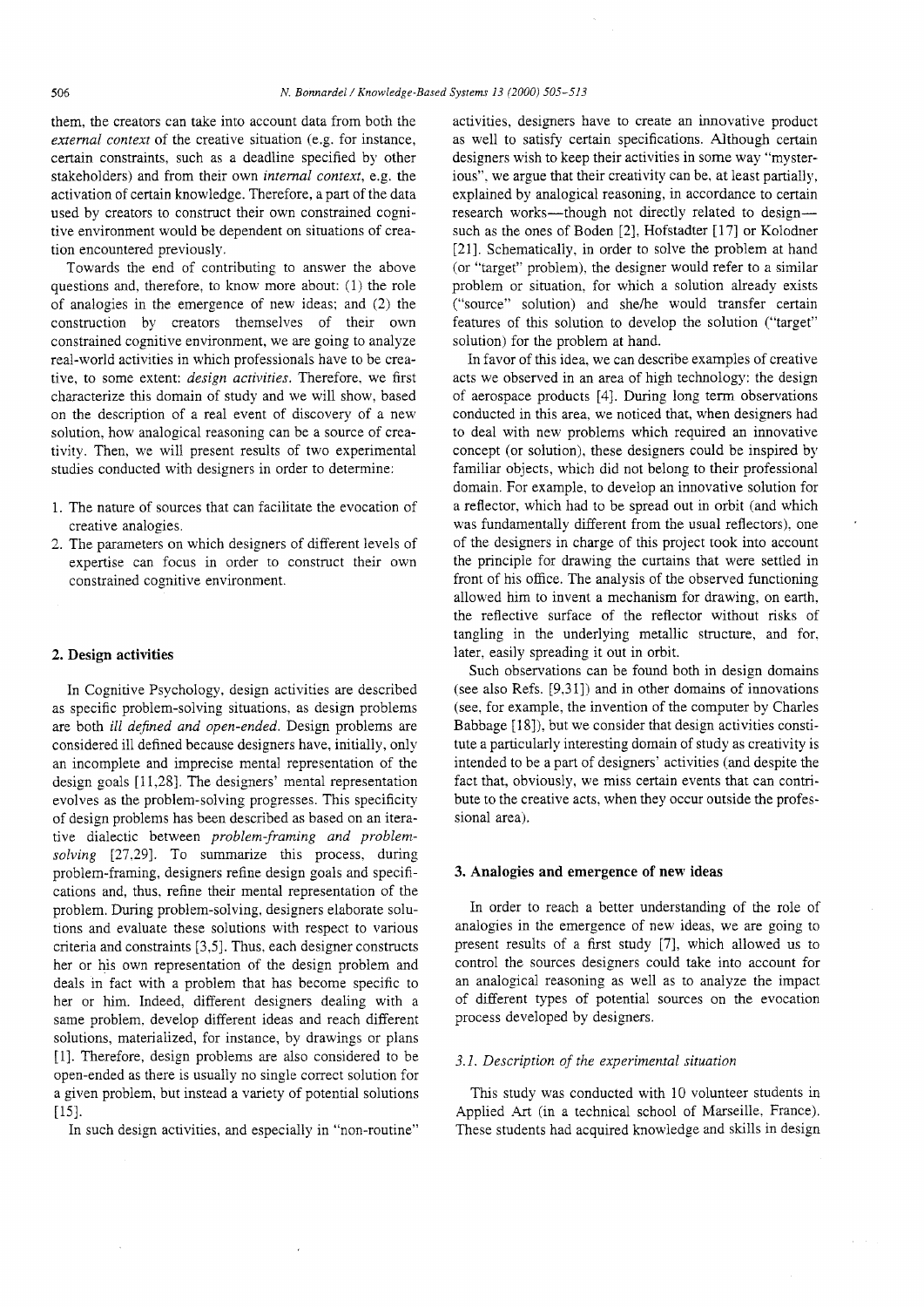them, the creators can take into account data from both the *external context* of the creative situation (e.g. for instance, certain constraints, such as a deadline specified by other stakeholders) and from their own *internal context*, e.g. the activation of certain knowledge. Therefore, a part of the data used by creators to construct their own constrained cognitive environment would be dependent on situations of creation encountered previously.

Towards the end of contributing to answer the above questions and, therefore, to know more about: (1) the role of analogies in the emergence of new ideas; and (2) the construction by creators themselves of their own constrained cognitive environment, we are going to analyze real-world activities in which professionals have to be creative, to some extent: *design activities*. Therefore, we first characterize this domain of study and we will show, based on the description of a real event of discovery of a new solution, how analogical reasoning can be a source of creativity. Then, we will present results of two experimental studies conducted with designers in order to determine:

1. The nature of sources that can facilitate the evocation of creative analogies.
2. The parameters on which designers of different levels of expertise can focus in order to construct their own constrained cognitive environment.

## 2. Design activities

In Cognitive Psychology, design activities are described as specific problem-solving situations, as design problems are both *ill defined and open-ended*. Design problems are considered ill defined because designers have, initially, only an incomplete and imprecise mental representation of the design goals [11,28]. The designers' mental representation evolves as the problem-solving progresses. This specificity of design problems has been described as based on an iterative dialectic between *problem-framing and problem-solving* [27,29]. To summarize this process, during problem-framing, designers refine design goals and specifications and, thus, refine their mental representation of the problem. During problem-solving, designers elaborate solutions and evaluate these solutions with respect to various criteria and constraints [3,5]. Thus, each designer constructs her or his own representation of the design problem and deals in fact with a problem that has become specific to her or him. Indeed, different designers dealing with a same problem, develop different ideas and reach different solutions, materialized, for instance, by drawings or plans [1]. Therefore, design problems are also considered to be open-ended as there is usually no single correct solution for a given problem, but instead a variety of potential solutions [15].

In such design activities, and especially in "non-routine" activities, designers have to create an innovative product as well to satisfy certain specifications. Although certain designers wish to keep their activities in some way "mysterious", we argue that their creativity can be, at least partially, explained by analogical reasoning, in accordance to certain research works—though not directly related to design—such as the ones of Boden [2], Hofstadter [17] or Kolodner [21]. Schematically, in order to solve the problem at hand (or "target" problem), the designer would refer to a similar problem or situation, for which a solution already exists ("source" solution) and she/he would transfer certain features of this solution to develop the solution ("target" solution) for the problem at hand.

In favor of this idea, we can describe examples of creative acts we observed in an area of high technology: the design of aerospace products [4]. During long term observations conducted in this area, we noticed that, when designers had to deal with new problems which required an innovative concept (or solution), these designers could be inspired by familiar objects, which did not belong to their professional domain. For example, to develop an innovative solution for a reflector, which had to be spread out in orbit (and which was fundamentally different from the usual reflectors), one of the designers in charge of this project took into account the principle for drawing the curtains that were settled in front of his office. The analysis of the observed functioning allowed him to invent a mechanism for drawing, on earth, the reflective surface of the reflector without risks of tangling in the underlying metallic structure, and for, later, easily spreading it out in orbit.

Such observations can be found both in design domains (see also Refs. [9,31]) and in other domains of innovations (see, for example, the invention of the computer by Charles Babbage [18]), but we consider that design activities constitute a particularly interesting domain of study as creativity is intended to be a part of designers' activities (and despite the fact that, obviously, we miss certain events that can contribute to the creative acts, when they occur outside the professional area).

## 3. Analogies and emergence of new ideas

In order to reach a better understanding of the role of analogies in the emergence of new ideas, we are going to present results of a first study [7], which allowed us to control the sources designers could take into account for an analogical reasoning as well as to analyze the impact of different types of potential sources on the evocation process developed by designers.

### 3.1. Description of the experimental situation

This study was conducted with 10 volunteer students in Applied Art (in a technical school of Marseille, France). These students had acquired knowledge and skills in design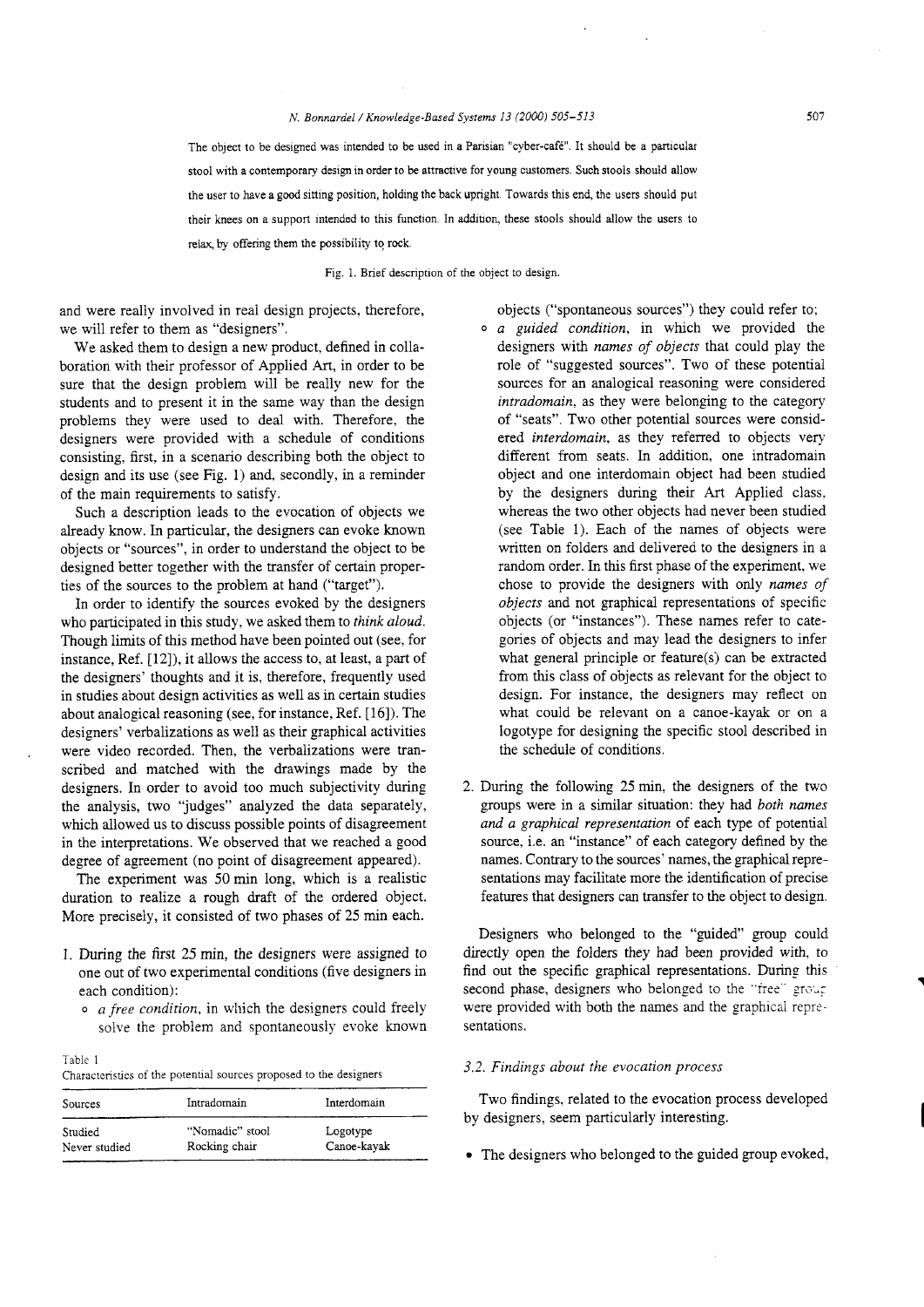The object to be designed was intended to be used in a Parisian "cyber-café". It should be a particular stool with a contemporary design in order to be attractive for young customers. Such stools should allow the user to have a good sitting position, holding the back upright. Towards this end, the users should put their knees on a support intended to this function. In addition, these stools should allow the users to relax, by offering them the possibility to rock.

Fig. 1. Brief description of the object to design.

and were really involved in real design projects, therefore, we will refer to them as "designers".

We asked them to design a new product, defined in collaboration with their professor of Applied Art, in order to be sure that the design problem will be really new for the students and to present it in the same way than the design problems they were used to deal with. Therefore, the designers were provided with a schedule of conditions consisting, first, in a scenario describing both the object to design and its use (see Fig. 1) and, secondly, in a reminder of the main requirements to satisfy.

Such a description leads to the evocation of objects we already know. In particular, the designers can evoke known objects or "sources", in order to understand the object to be designed better together with the transfer of certain properties of the sources to the problem at hand ("target").

In order to identify the sources evoked by the designers who participated in this study, we asked them to *think aloud*. Though limits of this method have been pointed out (see, for instance, Ref. [12]), it allows the access to, at least, a part of the designers' thoughts and it is, therefore, frequently used in studies about design activities as well as in certain studies about analogical reasoning (see, for instance, Ref. [16]). The designers' verbalizations as well as their graphical activities were video recorded. Then, the verbalizations were transcribed and matched with the drawings made by the designers. In order to avoid too much subjectivity during the analysis, two "judges" analyzed the data separately, which allowed us to discuss possible points of disagreement in the interpretations. We observed that we reached a good degree of agreement (no point of disagreement appeared).

The experiment was 50 min long, which is a realistic duration to realize a rough draft of the ordered object. More precisely, it consisted of two phases of 25 min each.

1. During the first 25 min, the designers were assigned to one out of two experimental conditions (five designers in each condition):
   - *a free condition*, in which the designers could freely solve the problem and spontaneously evoke known objects ("spontaneous sources") they could refer to;
   - *a guided condition*, in which we provided the designers with *names of objects* that could play the role of "suggested sources". Two of these potential sources for an analogical reasoning were considered *intradomain*, as they were belonging to the category of "seats". Two other potential sources were considered *interdomain*, as they referred to objects very different from seats. In addition, one intradomain object and one interdomain object had been studied by the designers during their Art Applied class, whereas the two other objects had never been studied (see Table 1). Each of the names of objects were written on folders and delivered to the designers in a random order. In this first phase of the experiment, we chose to provide the designers with only *names of objects* and not graphical representations of specific objects (or "instances"). These names refer to categories of objects and may lead the designers to infer what general principle or feature(s) can be extracted from this class of objects as relevant for the object to design. For instance, the designers may reflect on what could be relevant on a canoe-kayak or on a logotype for designing the specific stool described in the schedule of conditions.
2. During the following 25 min, the designers of the two groups were in a similar situation: they had *both names and a graphical representation* of each type of potential source, i.e. an "instance" of each category defined by the names. Contrary to the sources' names, the graphical representations may facilitate more the identification of precise features that designers can transfer to the object to design.

Designers who belonged to the "guided" group could directly open the folders they had been provided with, to find out the specific graphical representations. During this second phase, designers who belonged to the "free" group were provided with both the names and the graphical representations.

Table 1
Characteristics of the potential sources proposed to the designers

| Sources | Intradomain | Interdomain |
|---|---|---|
| Studied | "Nomadic" stool | Logotype |
| Never studied | Rocking chair | Canoe-kayak |

### 3.2. Findings about the evocation process

Two findings, related to the evocation process developed by designers, seem particularly interesting.

- The designers who belonged to the guided group evoked,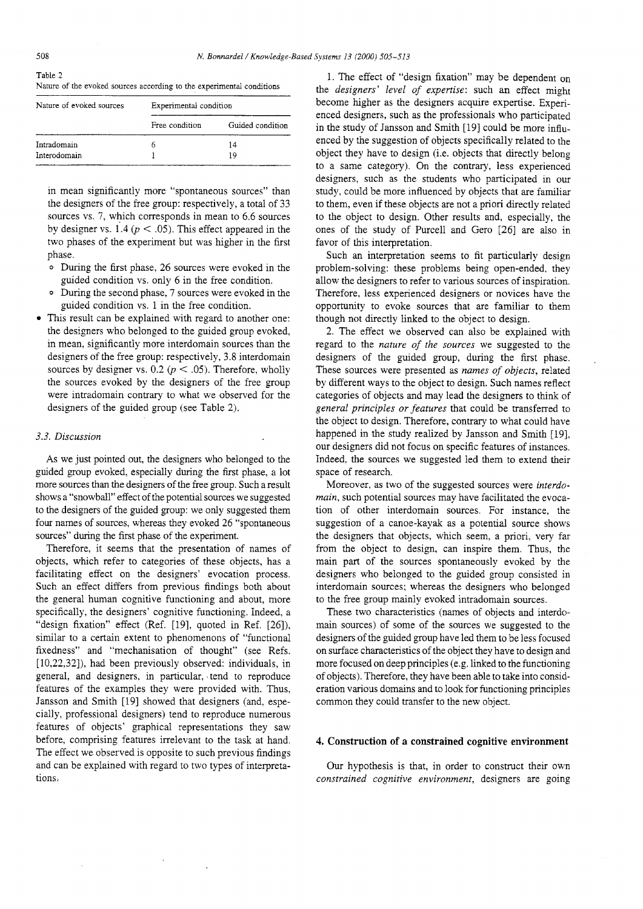Table 2
Nature of the evoked sources according to the experimental conditions

| Nature of evoked sources | Experimental condition | |
|---|---|---|
| | Free condition | Guided condition |
| Intradomain | 6 | 14 |
| Interodomain | 1 | 19 |

in mean significantly more "spontaneous sources" than the designers of the free group: respectively, a total of 33 sources vs. 7, which corresponds in mean to 6.6 sources by designer vs. 1.4 ($p < .05$). This effect appeared in the two phases of the experiment but was higher in the first phase.

- During the first phase, 26 sources were evoked in the guided condition vs. only 6 in the free condition.
- During the second phase, 7 sources were evoked in the guided condition vs. 1 in the free condition.

- This result can be explained with regard to another one: the designers who belonged to the guided group evoked, in mean, significantly more interdomain sources than the designers of the free group: respectively, 3.8 interdomain sources by designer vs. 0.2 ($p < .05$). Therefore, wholly the sources evoked by the designers of the free group were intradomain contrary to what we observed for the designers of the guided group (see Table 2).

### 3.3. Discussion

As we just pointed out, the designers who belonged to the guided group evoked, especially during the first phase, a lot more sources than the designers of the free group. Such a result shows a "snowball" effect of the potential sources we suggested to the designers of the guided group: we only suggested them four names of sources, whereas they evoked 26 "spontaneous sources" during the first phase of the experiment.

Therefore, it seems that the presentation of names of objects, which refer to categories of these objects, has a facilitating effect on the designers' evocation process. Such an effect differs from previous findings both about the general human cognitive functioning and about, more specifically, the designers' cognitive functioning. Indeed, a "design fixation" effect (Ref. [19], quoted in Ref. [26]), similar to a certain extent to phenomenons of "functional fixedness" and "mechanisation of thought" (see Refs. [10,22,32]), had been previously observed: individuals, in general, and designers, in particular, tend to reproduce features of the examples they were provided with. Thus, Jansson and Smith [19] showed that designers (and, especially, professional designers) tend to reproduce numerous features of objects' graphical representations they saw before, comprising features irrelevant to the task at hand. The effect we observed is opposite to such previous findings and can be explained with regard to two types of interpretations.

1. The effect of "design fixation" may be dependent on the *designers' level of expertise*: such an effect might become higher as the designers acquire expertise. Experienced designers, such as the professionals who participated in the study of Jansson and Smith [19] could be more influenced by the suggestion of objects specifically related to the object they have to design (i.e. objects that directly belong to a same category). On the contrary, less experienced designers, such as the students who participated in our study, could be more influenced by objects that are familiar to them, even if these objects are not a priori directly related to the object to design. Other results and, especially, the ones of the study of Purcell and Gero [26] are also in favor of this interpretation.

Such an interpretation seems to fit particularly design problem-solving: these problems being open-ended, they allow the designers to refer to various sources of inspiration. Therefore, less experienced designers or novices have the opportunity to evoke sources that are familiar to them though not directly linked to the object to design.

2. The effect we observed can also be explained with regard to the *nature of the sources* we suggested to the designers of the guided group, during the first phase. These sources were presented as *names of objects*, related by different ways to the object to design. Such names reflect categories of objects and may lead the designers to think of *general principles or features* that could be transferred to the object to design. Therefore, contrary to what could have happened in the study realized by Jansson and Smith [19], our designers did not focus on specific features of instances. Indeed, the sources we suggested led them to extend their space of research.

Moreover, as two of the suggested sources were *interdomain*, such potential sources may have facilitated the evocation of other interdomain sources. For instance, the suggestion of a canoe-kayak as a potential source shows the designers that objects, which seem, a priori, very far from the object to design, can inspire them. Thus, the main part of the sources spontaneously evoked by the designers who belonged to the guided group consisted in interdomain sources; whereas the designers who belonged to the free group mainly evoked intradomain sources.

These two characteristics (names of objects and interdomain sources) of some of the sources we suggested to the designers of the guided group have led them to be less focused on surface characteristics of the object they have to design and more focused on deep principles (e.g. linked to the functioning of objects). Therefore, they have been able to take into consideration various domains and to look for functioning principles common they could transfer to the new object.

## 4. Construction of a constrained cognitive environment

Our hypothesis is that, in order to construct their own *constrained cognitive environment*, designers are going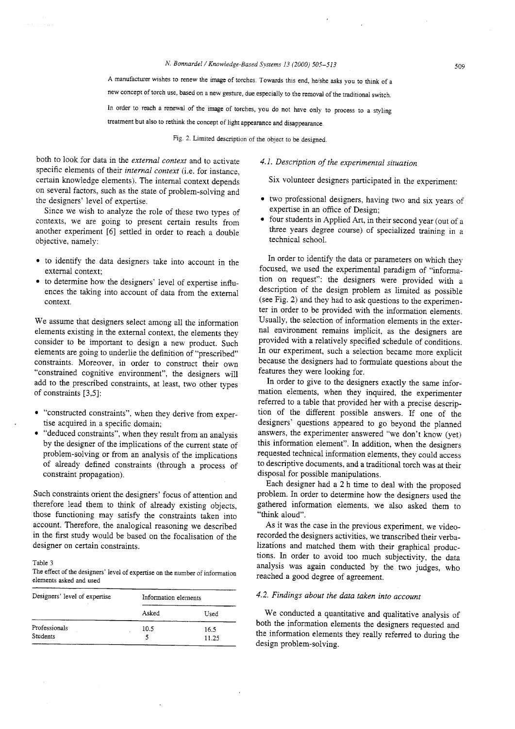A manufacturer wishes to renew the image of torches. Towards this end, he/she asks you to think of a new concept of torch use, based on a new gesture, due especially to the removal of the traditional switch.

In order to reach a renewal of the image of torches, you do not have only to process to a styling treatment but also to rethink the concept of light appearance and disappearance.

Fig. 2. Limited description of the object to be designed.

both to look for data in the *external context* and to activate specific elements of their *internal context* (i.e. for instance, certain knowledge elements). The internal context depends on several factors, such as the state of problem-solving and the designers' level of expertise.

Since we wish to analyze the role of these two types of contexts, we are going to present certain results from another experiment [6] settled in order to reach a double objective, namely:

- to identify the data designers take into account in the external context;
- to determine how the designers' level of expertise influences the taking into account of data from the external context.

We assume that designers select among all the information elements existing in the external context, the elements they consider to be important to design a new product. Such elements are going to underlie the definition of "prescribed" constraints. Moreover, in order to construct their own "constrained cognitive environment", the designers will add to the prescribed constraints, at least, two other types of constraints [3,5]:

- "constructed constraints", when they derive from expertise acquired in a specific domain;
- "deduced constraints", when they result from an analysis by the designer of the implications of the current state of problem-solving or from an analysis of the implications of already defined constraints (through a process of constraint propagation).

Such constraints orient the designers' focus of attention and therefore lead them to think of already existing objects, those functioning may satisfy the constraints taken into account. Therefore, the analogical reasoning we described in the first study would be based on the focalisation of the designer on certain constraints.

Table 3
The effect of the designers' level of expertise on the number of information elements asked and used

| Designers' level of expertise | Information elements | |
|---|---|---|
| | Asked | Used |
| Professionals | 10.5 | 16.5 |
| Students | 5 | 11.25 |

### 4.1. Description of the experimental situation

Six volunteer designers participated in the experiment:

- two professional designers, having two and six years of expertise in an office of Design;
- four students in Applied Art, in their second year (out of a three years degree course) of specialized training in a technical school.

In order to identify the data or parameters on which they focused, we used the experimental paradigm of "information on request": the designers were provided with a description of the design problem as limited as possible (see Fig. 2) and they had to ask questions to the experimenter in order to be provided with the information elements. Usually, the selection of information elements in the external environment remains implicit, as the designers are provided with a relatively specified schedule of conditions. In our experiment, such a selection became more explicit because the designers had to formulate questions about the features they were looking for.

In order to give to the designers exactly the same information elements, when they inquired, the experimenter referred to a table that provided her with a precise description of the different possible answers. If one of the designers' questions appeared to go beyond the planned answers, the experimenter answered "we don't know (yet) this information element". In addition, when the designers requested technical information elements, they could access to descriptive documents, and a traditional torch was at their disposal for possible manipulations.

Each designer had a 2 h time to deal with the proposed problem. In order to determine how the designers used the gathered information elements, we also asked them to "think aloud".

As it was the case in the previous experiment, we video-recorded the designers activities, we transcribed their verbalizations and matched them with their graphical productions. In order to avoid too much subjectivity, the data analysis was again conducted by the two judges, who reached a good degree of agreement.

### 4.2. Findings about the data taken into account

We conducted a quantitative and qualitative analysis of both the information elements the designers requested and the information elements they really referred to during the design problem-solving.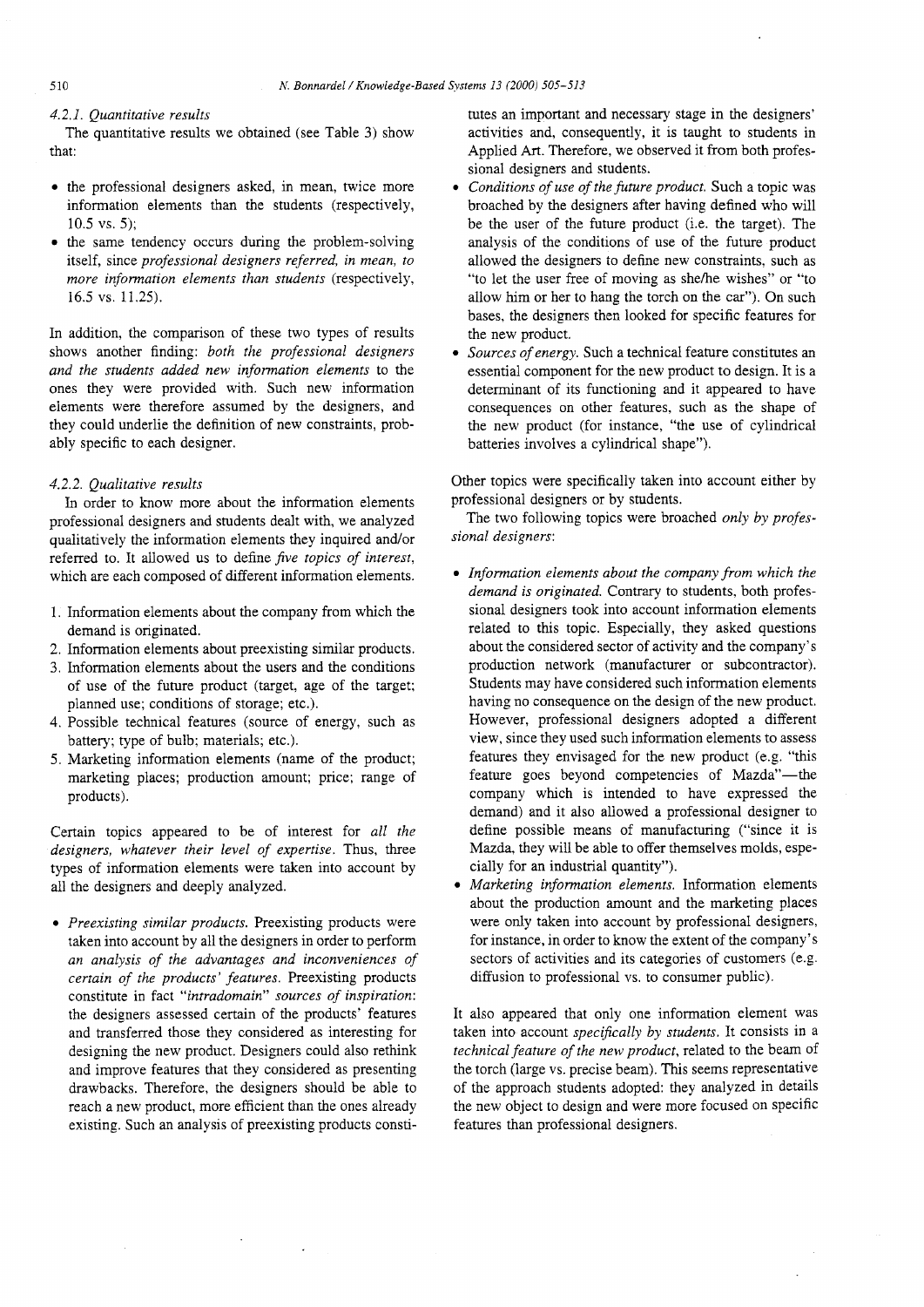#### 4.2.1. Quantitative results

The quantitative results we obtained (see Table 3) show that:

- the professional designers asked, in mean, twice more information elements than the students (respectively, 10.5 vs. 5);
- the same tendency occurs during the problem-solving itself, since *professional designers referred, in mean, to more information elements than students* (respectively, 16.5 vs. 11.25).

In addition, the comparison of these two types of results shows another finding: *both the professional designers and the students added new information elements* to the ones they were provided with. Such new information elements were therefore assumed by the designers, and they could underlie the definition of new constraints, probably specific to each designer.

#### 4.2.2. Qualitative results

In order to know more about the information elements professional designers and students dealt with, we analyzed qualitatively the information elements they inquired and/or referred to. It allowed us to define *five topics of interest*, which are each composed of different information elements.

1. Information elements about the company from which the demand is originated.
2. Information elements about preexisting similar products.
3. Information elements about the users and the conditions of use of the future product (target, age of the target; planned use; conditions of storage; etc.).
4. Possible technical features (source of energy, such as battery; type of bulb; materials; etc.).
5. Marketing information elements (name of the product; marketing places; production amount; price; range of products).

Certain topics appeared to be of interest for *all the designers, whatever their level of expertise*. Thus, three types of information elements were taken into account by all the designers and deeply analyzed.

- *Preexisting similar products.* Preexisting products were taken into account by all the designers in order to perform *an analysis of the advantages and inconveniences of certain of the products' features*. Preexisting products constitute in fact *"intradomain" sources of inspiration*: the designers assessed certain of the products' features and transferred those they considered as interesting for designing the new product. Designers could also rethink and improve features that they considered as presenting drawbacks. Therefore, the designers should be able to reach a new product, more efficient than the ones already existing. Such an analysis of preexisting products constitutes an important and necessary stage in the designers' activities and, consequently, it is taught to students in Applied Art. Therefore, we observed it from both professional designers and students.
- *Conditions of use of the future product.* Such a topic was broached by the designers after having defined who will be the user of the future product (i.e. the target). The analysis of the conditions of use of the future product allowed the designers to define new constraints, such as "to let the user free of moving as she/he wishes" or "to allow him or her to hang the torch on the car"). On such bases, the designers then looked for specific features for the new product.
- *Sources of energy.* Such a technical feature constitutes an essential component for the new product to design. It is a determinant of its functioning and it appeared to have consequences on other features, such as the shape of the new product (for instance, "the use of cylindrical batteries involves a cylindrical shape").

Other topics were specifically taken into account either by professional designers or by students.

The two following topics were broached *only by professional designers*:

- *Information elements about the company from which the demand is originated.* Contrary to students, both professional designers took into account information elements related to this topic. Especially, they asked questions about the considered sector of activity and the company's production network (manufacturer or subcontractor). Students may have considered such information elements having no consequence on the design of the new product. However, professional designers adopted a different view, since they used such information elements to assess features they envisaged for the new product (e.g. "this feature goes beyond competencies of Mazda"—the company which is intended to have expressed the demand) and it also allowed a professional designer to define possible means of manufacturing ("since it is Mazda, they will be able to offer themselves molds, especially for an industrial quantity").
- *Marketing information elements.* Information elements about the production amount and the marketing places were only taken into account by professional designers, for instance, in order to know the extent of the company's sectors of activities and its categories of customers (e.g. diffusion to professional vs. to consumer public).

It also appeared that only one information element was taken into account *specifically by students*. It consists in a *technical feature of the new product*, related to the beam of the torch (large vs. precise beam). This seems representative of the approach students adopted: they analyzed in details the new object to design and were more focused on specific features than professional designers.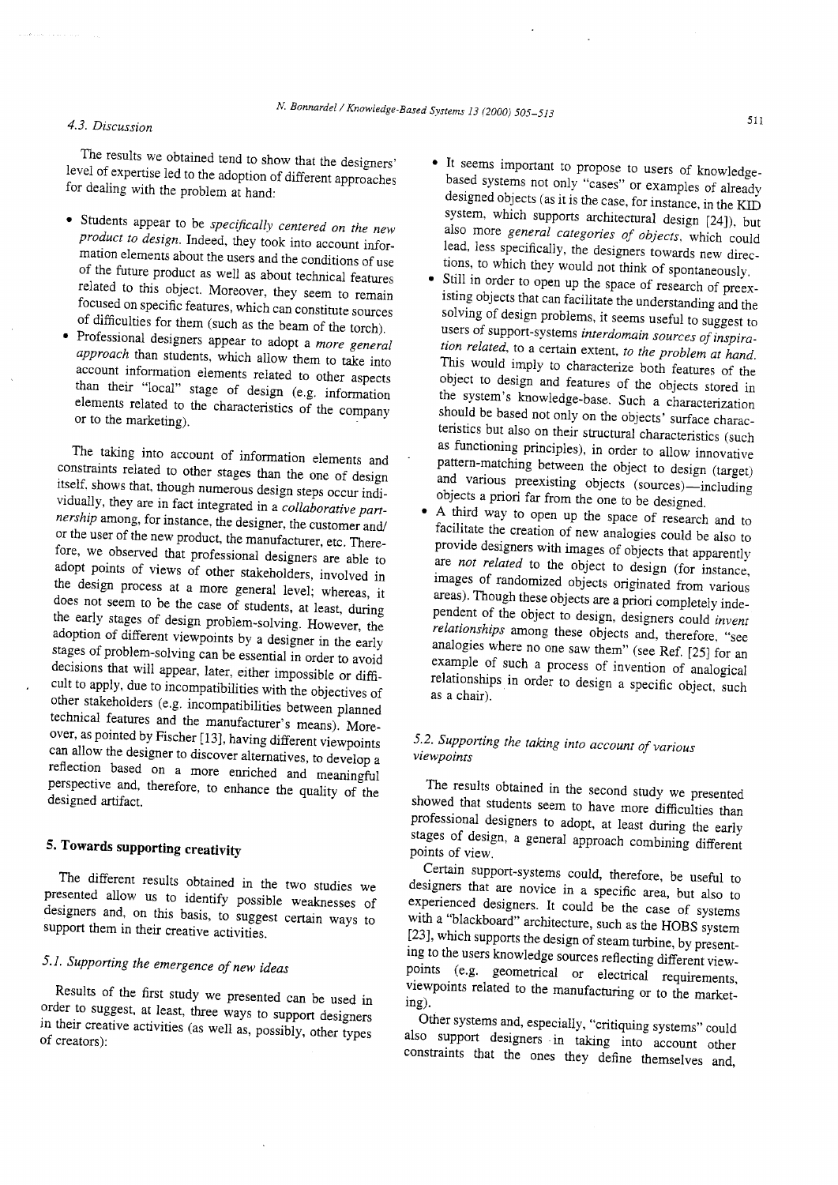### 4.3. Discussion

The results we obtained tend to show that the designers' level of expertise led to the adoption of different approaches for dealing with the problem at hand:

- Students appear to be *specifically centered on the new product to design*. Indeed, they took into account information elements about the users and the conditions of use of the future product as well as about technical features related to this object. Moreover, they seem to remain focused on specific features, which can constitute sources of difficulties for them (such as the beam of the torch).
- Professional designers appear to adopt a *more general approach* than students, which allow them to take into account information elements related to other aspects than their "local" stage of design (e.g. information elements related to the characteristics of the company or to the marketing).

The taking into account of information elements and constraints related to other stages than the one of design itself, shows that, though numerous design steps occur individually, they are in fact integrated in a *collaborative partnership* among, for instance, the designer, the customer and/or the user of the new product, the manufacturer, etc. Therefore, we observed that professional designers are able to adopt points of views of other stakeholders, involved in the design process at a more general level; whereas, it does not seem to be the case of students, at least, during the early stages of design problem-solving. However, the adoption of different viewpoints by a designer in the early stages of problem-solving can be essential in order to avoid decisions that will appear, later, either impossible or difficult to apply, due to incompatibilities with the objectives of other stakeholders (e.g. incompatibilities between planned technical features and the manufacturer's means). Moreover, as pointed by Fischer [13], having different viewpoints can allow the designer to discover alternatives, to develop a reflection based on a more enriched and meaningful perspective and, therefore, to enhance the quality of the designed artifact.

## 5. Towards supporting creativity

The different results obtained in the two studies we presented allow us to identify possible weaknesses of designers and, on this basis, to suggest certain ways to support them in their creative activities.

### 5.1. Supporting the emergence of new ideas

Results of the first study we presented can be used in order to suggest, at least, three ways to support designers in their creative activities (as well as, possibly, other types of creators):

- It seems important to propose to users of knowledge-based systems not only "cases" or examples of already designed objects (as it is the case, for instance, in the KID system, which supports architectural design [24]), but also more *general categories of objects*, which could lead, less specifically, the designers towards new directions, to which they would not think of spontaneously.
- Still in order to open up the space of research of preexisting objects that can facilitate the understanding and the solving of design problems, it seems useful to suggest to users of support-systems *interdomain sources of inspiration related*, to a certain extent, *to the problem at hand*. This would imply to characterize both features of the object to design and features of the objects stored in the system's knowledge-base. Such a characterization should be based not only on the objects' surface characteristics but also on their structural characteristics (such as functioning principles), in order to allow innovative pattern-matching between the object to design (target) and various preexisting objects (sources)—including objects a priori far from the one to be designed.
- A third way to open up the space of research and to facilitate the creation of new analogies could be also to provide designers with images of objects that apparently are *not related* to the object to design (for instance, images of randomized objects originated from various areas). Though these objects are a priori completely independent of the object to design, designers could *invent relationships* among these objects and, therefore, "see analogies where no one saw them" (see Ref. [25] for an example of such a process of invention of analogical relationships in order to design a specific object, such as a chair).

### 5.2. Supporting the taking into account of various viewpoints

The results obtained in the second study we presented showed that students seem to have more difficulties than professional designers to adopt, at least during the early stages of design, a general approach combining different points of view.

Certain support-systems could, therefore, be useful to designers that are novice in a specific area, but also to experienced designers. It could be the case of systems with a "blackboard" architecture, such as the HOBS system [23], which supports the design of steam turbine, by presenting to the users knowledge sources reflecting different viewpoints (e.g. geometrical or electrical requirements, viewpoints related to the manufacturing or to the marketing).

Other systems and, especially, "critiquing systems" could also support designers in taking into account other constraints that the ones they define themselves and,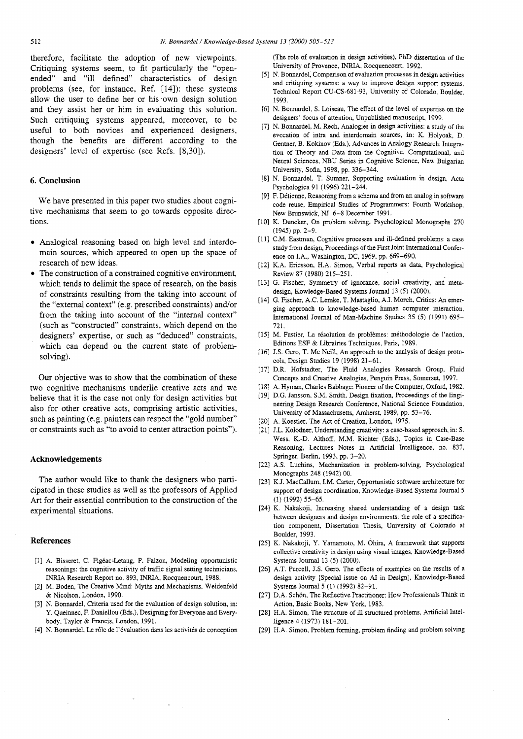therefore, facilitate the adoption of new viewpoints. Critiquing systems seem, to fit particularly the "open-ended" and "ill defined" characteristics of design problems (see, for instance, Ref. [14]): these systems allow the user to define her or his own design solution and they assist her or him in evaluating this solution. Such critiquing systems appeared, moreover, to be useful to both novices and experienced designers, though the benefits are different according to the designers' level of expertise (see Refs. [8,30]).

## 6. Conclusion

We have presented in this paper two studies about cognitive mechanisms that seem to go towards opposite directions.

- Analogical reasoning based on high level and interdomain sources, which appeared to open up the space of research of new ideas.
- The construction of a constrained cognitive environment, which tends to delimit the space of research, on the basis of constraints resulting from the taking into account of the "external context" (e.g. prescribed constraints) and/or from the taking into account of the "internal context" (such as "constructed" constraints, which depend on the designers' expertise, or such as "deduced" constraints, which can depend on the current state of problem-solving).

Our objective was to show that the combination of these two cognitive mechanisms underlie creative acts and we believe that it is the case not only for design activities but also for other creative acts, comprising artistic activities, such as painting (e.g. painters can respect the "gold number" or constraints such as "to avoid to center attraction points").

## Acknowledgements

The author would like to thank the designers who participated in these studies as well as the professors of Applied Art for their essential contribution to the construction of the experimental situations.

## References

[1] A. Bisseret, C. Figéac-Letang, P. Falzon, Modeling opportunistic reasonings: the cognitive activity of traffic signal setting technicians, INRIA Research Report no. 893, INRIA, Rocquencourt, 1988.

[2] M. Boden, The Creative Mind: Myths and Mechanisms, Weidenfeld & Nicolson, London, 1990.

[3] N. Bonnardel, Criteria used for the evaluation of design solution, in: Y. Queinnec, F. Daniellou (Eds.), Designing for Everyone and Everybody, Taylor & Francis, London, 1991.

[4] N. Bonnardel, Le rôle de l'évaluation dans les activités de conception (The role of evaluation in design activities), PhD dissertation of the University of Provence, INRIA, Rocquencourt, 1992.

[5] N. Bonnardel, Comparison of evaluation processes in design activities and critiquing systems: a way to improve design support systems, Technical Report CU-CS-681-93, University of Colorado, Boulder, 1993.

[6] N. Bonnardel, S. Loiseau, The effect of the level of expertise on the designers' focus of attention, Unpublished manuscript, 1999.

[7] N. Bonnardel, M. Rech, Analogies in design activities: a study of the evocation of intra and interdomain sources, in: K. Holyoak, D. Gentner, B. Kokinov (Eds.), Advances in Analogy Research: Integration of Theory and Data from the Cognitive, Computational, and Neural Sciences, NBU Series in Cognitive Science, New Bulgarian University, Sofia, 1998, pp. 336–344.

[8] N. Bonnardel, T. Sumner, Supporting evaluation in design, Acta Psychologica 91 (1996) 221–244.

[9] F. Détienne, Reasoning from a schema and from an analog in software code reuse, Empirical Studies of Programmers: Fourth Workshop, New Brunswick, NJ, 6–8 December 1991.

[10] K. Duncker, On problem solving, Psychological Monographs 270 (1945) pp. 2–9.

[11] C.M. Eastman, Cognitive processes and ill-defined problems: a case study from design, Proceedings of the First Joint International Conference on I.A., Washington, DC, 1969, pp. 669–690.

[12] K.A. Ericsson, H.A. Simon, Verbal reports as data, Psychological Review 87 (1980) 215–251.

[13] G. Fischer, Symmetry of ignorance, social creativity, and meta-design, Kowledge-Based Systems Journal 13 (5) (2000).

[14] G. Fischer, A.C. Lemke, T. Mastaglio, A.I. Morch, Critics: An emerging approach to knowledge-based human computer interaction, International Journal of Man-Machine Studies 35 (5) (1991) 695–721.

[15] M. Fustier, La résolution de problèmes: méthodologie de l'action, Editions ESF & Librairies Techniques, Paris, 1989.

[16] J.S. Gero, T. Mc Neill, An approach to the analysis of design protocols, Design Studies 19 (1998) 21–61.

[17] D.R. Hofstadter, The Fluid Analogies Research Group, Fluid Concepts and Creative Analogies, Penguin Press, Somerset, 1997.

[18] A. Hyman, Charles Babbage: Pioneer of the Computer, Oxford, 1982.

[19] D.G. Jansson, S.M. Smith, Design fixation, Proceedings of the Engineering Design Research Conference, National Science Foundation, University of Massachusetts, Amherst, 1989, pp. 53–76.

[20] A. Koestler, The Act of Creation, London, 1975.

[21] J.L. Kolodner, Understanding creativity: a case-based approach, in: S. Wess, K.-D. Althoff, M.M. Richter (Eds.), Topics in Case-Base Reasoning, Lectures Notes in Artificial Intelligence, no. 837, Springer, Berlin, 1993, pp. 3–20.

[22] A.S. Luchins, Mechanization in problem-solving, Psychological Monographs 248 (1942) 00.

[23] K.J. MacCallum, I.M. Carter, Opportunistic software architecture for support of design coordination, Knowledge-Based Systems Journal 5 (1) (1992) 55–65.

[24] K. Nakakoji, Increasing shared understanding of a design task between designers and design environments: the role of a specification component, Dissertation Thesis, University of Colorado at Boulder, 1993.

[25] K. Nakakoji, Y. Yamamoto, M. Ohira, A framework that supports collective creativity in design using visual images, Knowledge-Based Systems Journal 13 (5) (2000).

[26] A.T. Purcell, J.S. Gero, The effects of examples on the results of a design activity [Special issue on AI in Design], Knowledge-Based Systems Journal 5 (1) (1992) 82–91.

[27] D.A. Schön, The Reflective Practitioner: How Professionals Think in Action, Basic Books, New York, 1983.

[28] H.A. Simon, The structure of ill structured problems, Artificial Intelligence 4 (1973) 181–201.

[29] H.A. Simon, Problem forming, problem finding and problem solving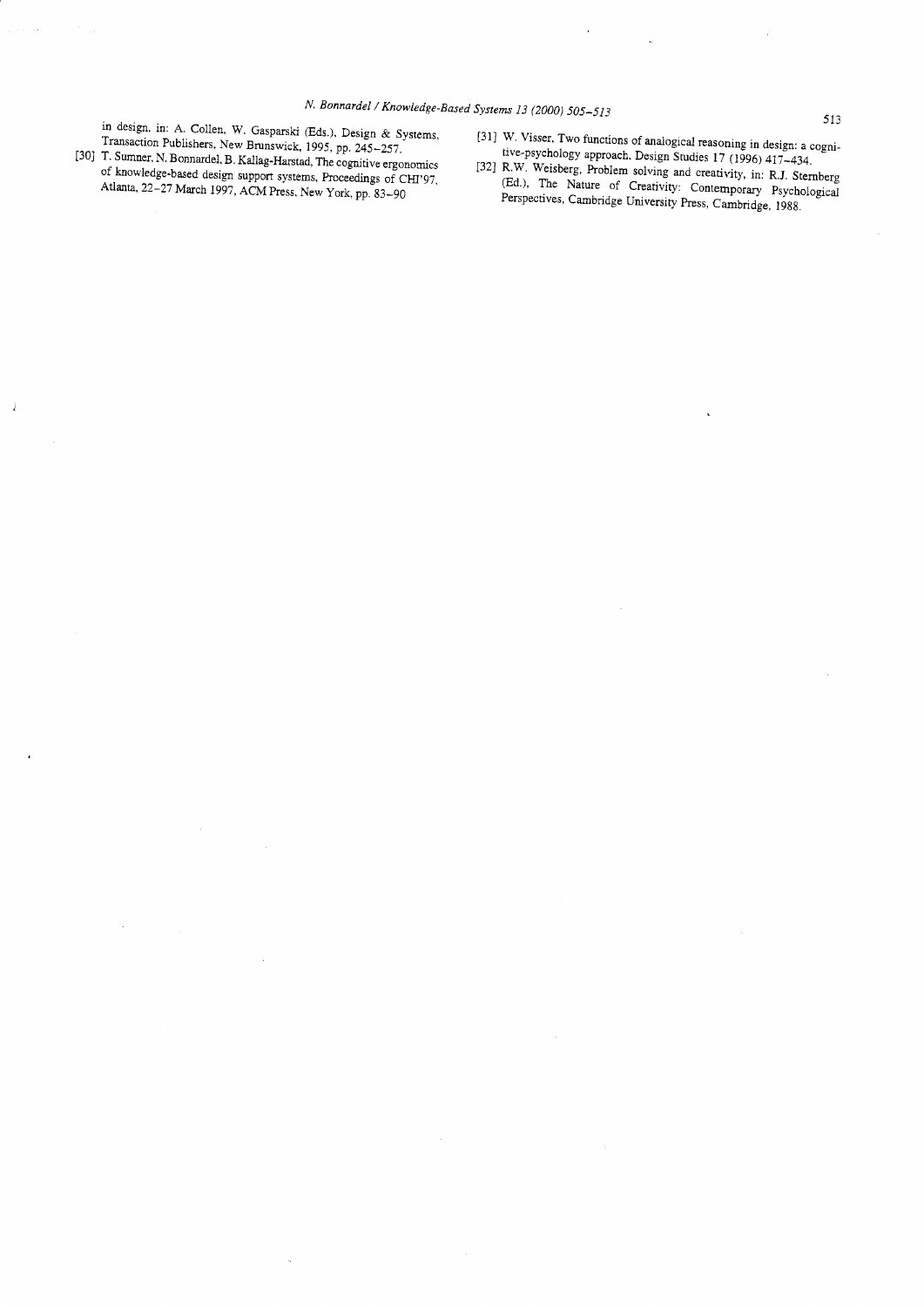in design, in: A. Collen, W. Gasparski (Eds.), Design & Systems, Transaction Publishers, New Brunswick, 1995, pp. 245–257.

[30] T. Sumner, N. Bonnardel, B. Kallag-Harstad, The cognitive ergonomics of knowledge-based design support systems, Proceedings of CHI'97, Atlanta, 22–27 March 1997, ACM Press, New York, pp. 83–90

[31] W. Visser, Two functions of analogical reasoning in design: a cognitive-psychology approach, Design Studies 17 (1996) 417–434.

[32] R.W. Weisberg, Problem solving and creativity, in: R.J. Sternberg (Ed.), The Nature of Creativity: Contemporary Psychological Perspectives, Cambridge University Press, Cambridge, 1988.